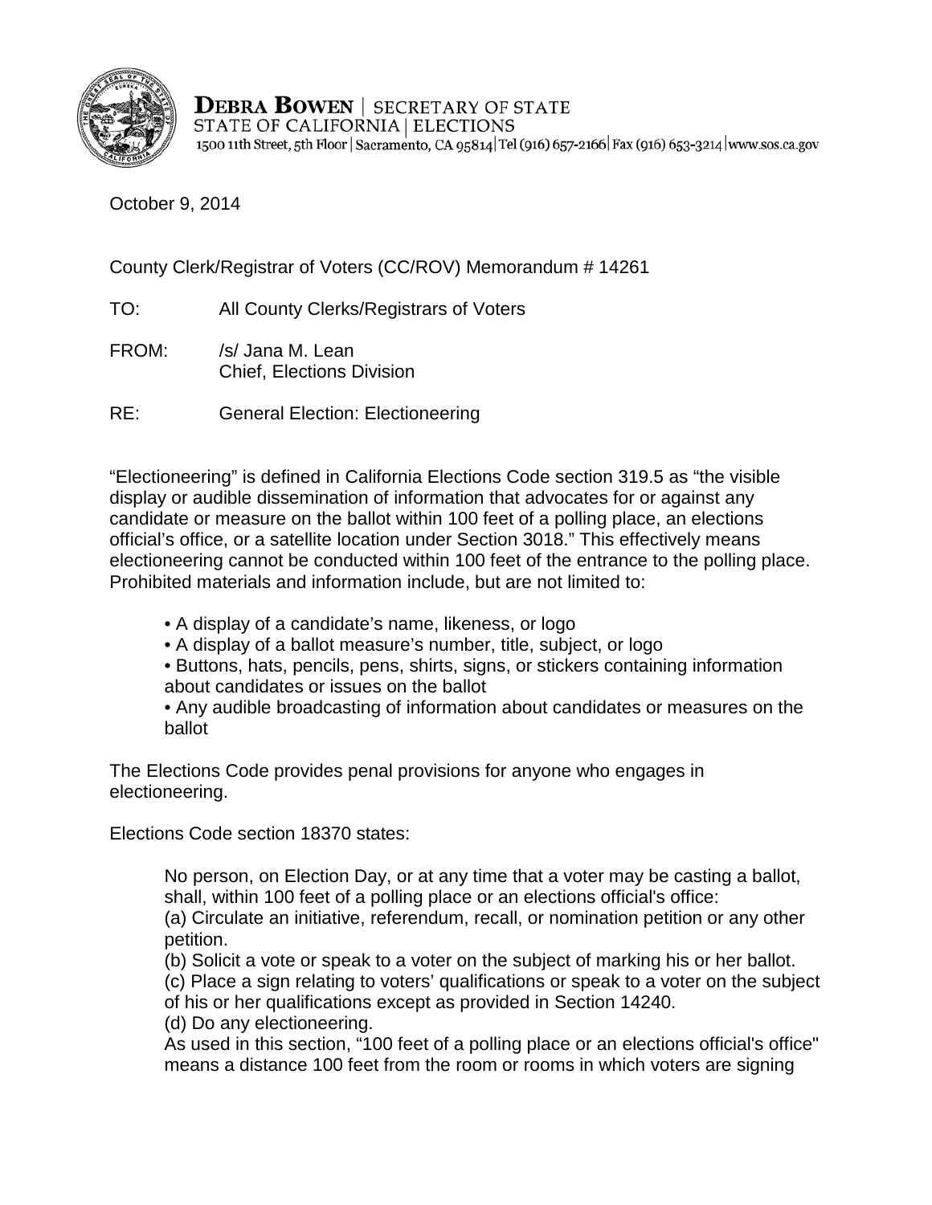**DEBRA BOWEN** | SECRETARY OF STATE
STATE OF CALIFORNIA | ELECTIONS
1500 11th Street, 5th Floor | Sacramento, CA 95814 | Tel (916) 657-2166 | Fax (916) 653-3214 | www.sos.ca.gov

October 9, 2014

County Clerk/Registrar of Voters (CC/ROV) Memorandum # 14261

TO: All County Clerks/Registrars of Voters

FROM: /s/ Jana M. Lean
Chief, Elections Division

RE: General Election: Electioneering

"Electioneering" is defined in California Elections Code section 319.5 as "the visible display or audible dissemination of information that advocates for or against any candidate or measure on the ballot within 100 feet of a polling place, an elections official's office, or a satellite location under Section 3018." This effectively means electioneering cannot be conducted within 100 feet of the entrance to the polling place. Prohibited materials and information include, but are not limited to:

- A display of a candidate's name, likeness, or logo
- A display of a ballot measure's number, title, subject, or logo
- Buttons, hats, pencils, pens, shirts, signs, or stickers containing information about candidates or issues on the ballot
- Any audible broadcasting of information about candidates or measures on the ballot

The Elections Code provides penal provisions for anyone who engages in electioneering.

Elections Code section 18370 states:

> No person, on Election Day, or at any time that a voter may be casting a ballot, shall, within 100 feet of a polling place or an elections official's office:
> (a) Circulate an initiative, referendum, recall, or nomination petition or any other petition.
> (b) Solicit a vote or speak to a voter on the subject of marking his or her ballot.
> (c) Place a sign relating to voters' qualifications or speak to a voter on the subject of his or her qualifications except as provided in Section 14240.
> (d) Do any electioneering.
> As used in this section, "100 feet of a polling place or an elections official's office" means a distance 100 feet from the room or rooms in which voters are signing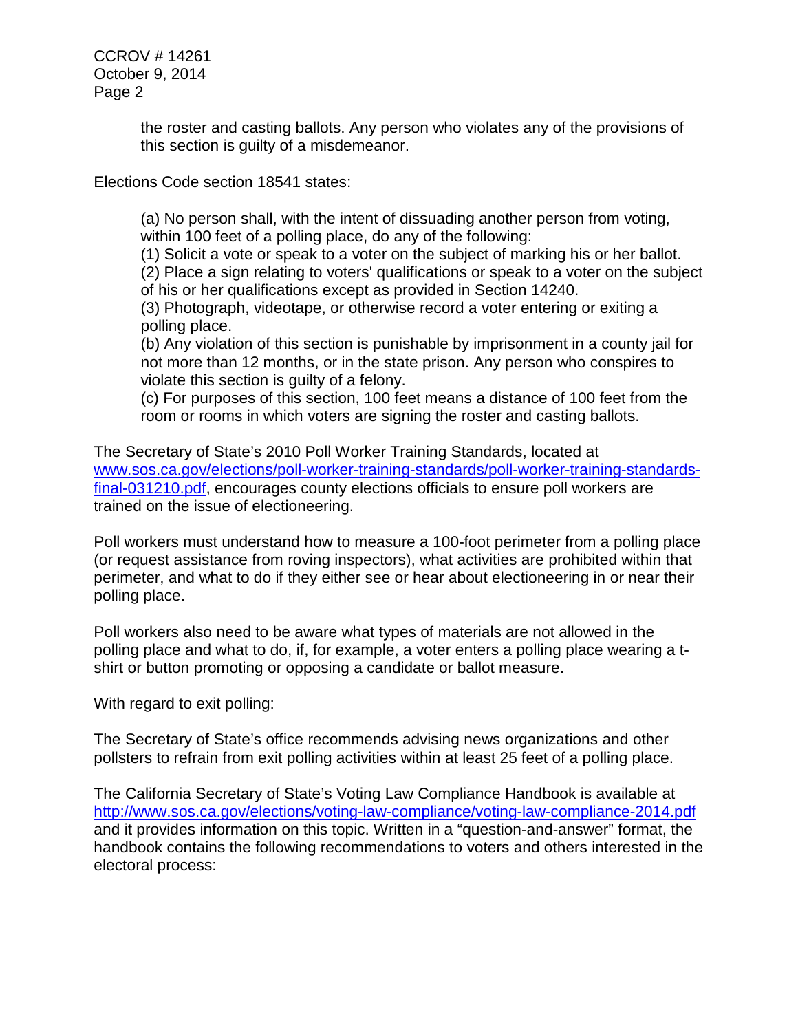the roster and casting ballots. Any person who violates any of the provisions of this section is guilty of a misdemeanor.

Elections Code section 18541 states:

> (a) No person shall, with the intent of dissuading another person from voting, within 100 feet of a polling place, do any of the following:
> (1) Solicit a vote or speak to a voter on the subject of marking his or her ballot.
> (2) Place a sign relating to voters' qualifications or speak to a voter on the subject of his or her qualifications except as provided in Section 14240.
> (3) Photograph, videotape, or otherwise record a voter entering or exiting a polling place.
> (b) Any violation of this section is punishable by imprisonment in a county jail for not more than 12 months, or in the state prison. Any person who conspires to violate this section is guilty of a felony.
> (c) For purposes of this section, 100 feet means a distance of 100 feet from the room or rooms in which voters are signing the roster and casting ballots.

The Secretary of State's 2010 Poll Worker Training Standards, located at [www.sos.ca.gov/elections/poll-worker-training-standards/poll-worker-training-standards-final-031210.pdf](www.sos.ca.gov/elections/poll-worker-training-standards/poll-worker-training-standards-final-031210.pdf), encourages county elections officials to ensure poll workers are trained on the issue of electioneering.

Poll workers must understand how to measure a 100-foot perimeter from a polling place (or request assistance from roving inspectors), what activities are prohibited within that perimeter, and what to do if they either see or hear about electioneering in or near their polling place.

Poll workers also need to be aware what types of materials are not allowed in the polling place and what to do, if, for example, a voter enters a polling place wearing a t-shirt or button promoting or opposing a candidate or ballot measure.

With regard to exit polling:

The Secretary of State's office recommends advising news organizations and other pollsters to refrain from exit polling activities within at least 25 feet of a polling place.

The California Secretary of State's Voting Law Compliance Handbook is available at [http://www.sos.ca.gov/elections/voting-law-compliance/voting-law-compliance-2014.pdf](http://www.sos.ca.gov/elections/voting-law-compliance/voting-law-compliance-2014.pdf) and it provides information on this topic. Written in a "question-and-answer" format, the handbook contains the following recommendations to voters and others interested in the electoral process: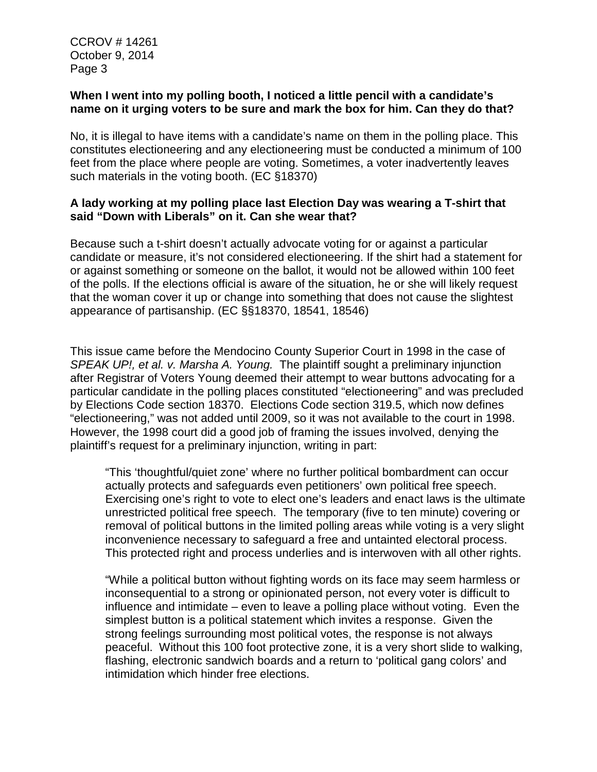**When I went into my polling booth, I noticed a little pencil with a candidate's name on it urging voters to be sure and mark the box for him. Can they do that?**

No, it is illegal to have items with a candidate's name on them in the polling place. This constitutes electioneering and any electioneering must be conducted a minimum of 100 feet from the place where people are voting. Sometimes, a voter inadvertently leaves such materials in the voting booth. (EC §18370)

**A lady working at my polling place last Election Day was wearing a T-shirt that said "Down with Liberals" on it. Can she wear that?**

Because such a t-shirt doesn't actually advocate voting for or against a particular candidate or measure, it's not considered electioneering. If the shirt had a statement for or against something or someone on the ballot, it would not be allowed within 100 feet of the polls. If the elections official is aware of the situation, he or she will likely request that the woman cover it up or change into something that does not cause the slightest appearance of partisanship. (EC §§18370, 18541, 18546)

This issue came before the Mendocino County Superior Court in 1998 in the case of *SPEAK UP!, et al. v. Marsha A. Young.* The plaintiff sought a preliminary injunction after Registrar of Voters Young deemed their attempt to wear buttons advocating for a particular candidate in the polling places constituted "electioneering" and was precluded by Elections Code section 18370. Elections Code section 319.5, which now defines "electioneering," was not added until 2009, so it was not available to the court in 1998. However, the 1998 court did a good job of framing the issues involved, denying the plaintiff's request for a preliminary injunction, writing in part:

> "This 'thoughtful/quiet zone' where no further political bombardment can occur actually protects and safeguards even petitioners' own political free speech. Exercising one's right to vote to elect one's leaders and enact laws is the ultimate unrestricted political free speech. The temporary (five to ten minute) covering or removal of political buttons in the limited polling areas while voting is a very slight inconvenience necessary to safeguard a free and untainted electoral process. This protected right and process underlies and is interwoven with all other rights.
>
> "While a political button without fighting words on its face may seem harmless or inconsequential to a strong or opinionated person, not every voter is difficult to influence and intimidate – even to leave a polling place without voting. Even the simplest button is a political statement which invites a response. Given the strong feelings surrounding most political votes, the response is not always peaceful. Without this 100 foot protective zone, it is a very short slide to walking, flashing, electronic sandwich boards and a return to 'political gang colors' and intimidation which hinder free elections.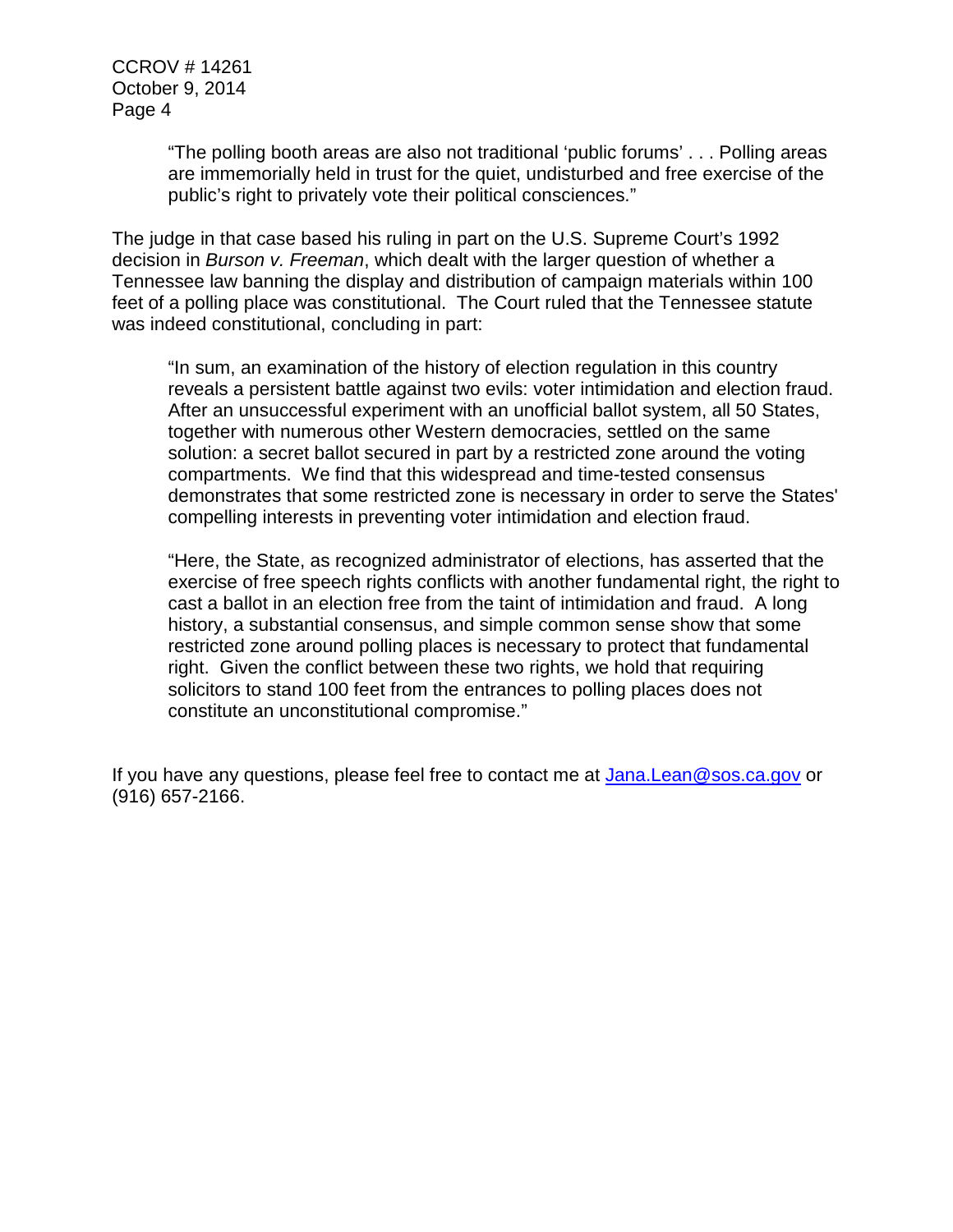> “The polling booth areas are also not traditional ‘public forums’ . . . Polling areas are immemorially held in trust for the quiet, undisturbed and free exercise of the public’s right to privately vote their political consciences.”

The judge in that case based his ruling in part on the U.S. Supreme Court’s 1992 decision in *Burson v. Freeman*, which dealt with the larger question of whether a Tennessee law banning the display and distribution of campaign materials within 100 feet of a polling place was constitutional. The Court ruled that the Tennessee statute was indeed constitutional, concluding in part:

> “In sum, an examination of the history of election regulation in this country reveals a persistent battle against two evils: voter intimidation and election fraud. After an unsuccessful experiment with an unofficial ballot system, all 50 States, together with numerous other Western democracies, settled on the same solution: a secret ballot secured in part by a restricted zone around the voting compartments. We find that this widespread and time-tested consensus demonstrates that some restricted zone is necessary in order to serve the States' compelling interests in preventing voter intimidation and election fraud.
>
> “Here, the State, as recognized administrator of elections, has asserted that the exercise of free speech rights conflicts with another fundamental right, the right to cast a ballot in an election free from the taint of intimidation and fraud. A long history, a substantial consensus, and simple common sense show that some restricted zone around polling places is necessary to protect that fundamental right. Given the conflict between these two rights, we hold that requiring solicitors to stand 100 feet from the entrances to polling places does not constitute an unconstitutional compromise.”

If you have any questions, please feel free to contact me at Jana.Lean@sos.ca.gov or (916) 657-2166.